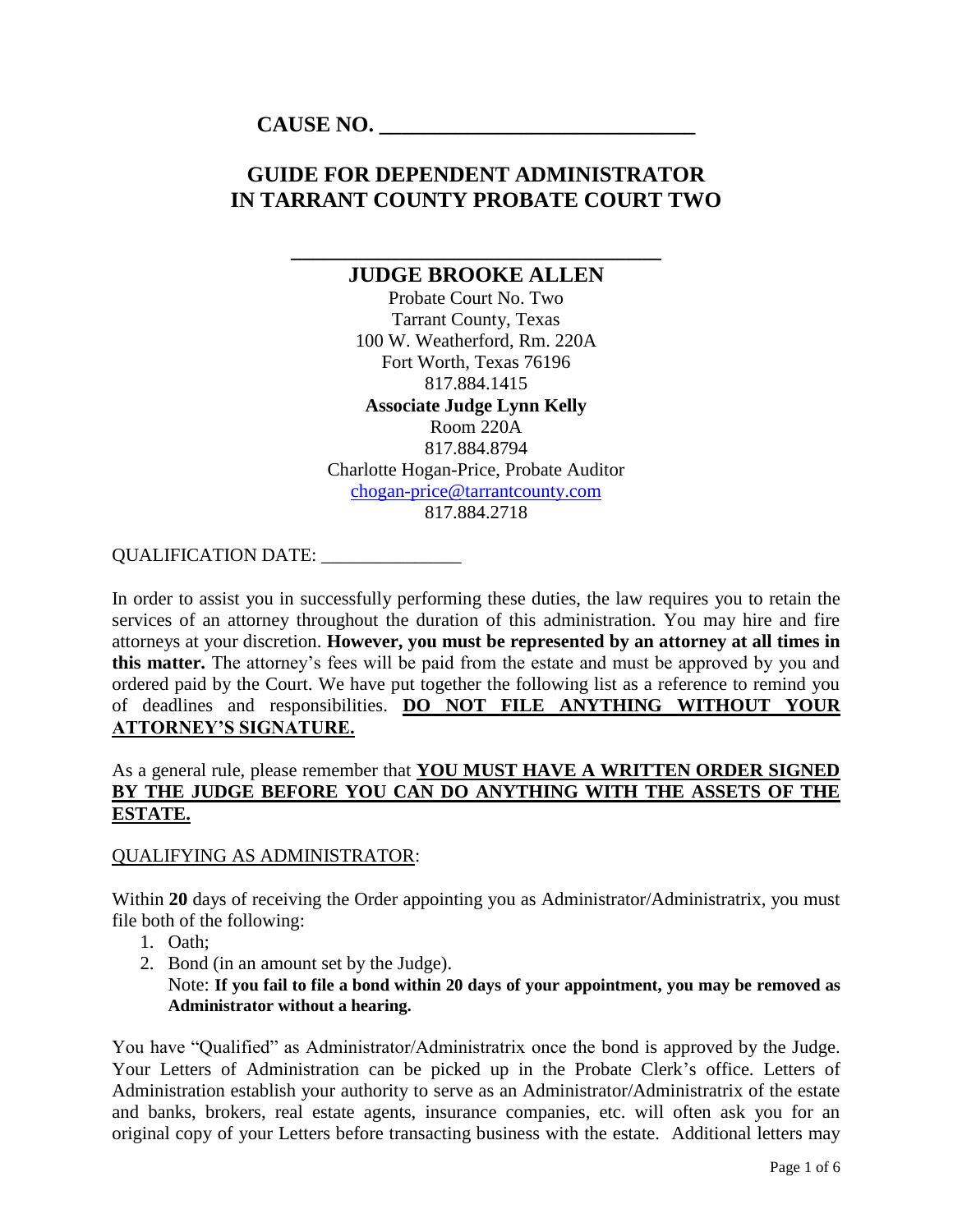**CAUSE NO. ____________________________**

# GUIDE FOR DEPENDENT ADMINISTRATOR IN TARRANT COUNTY PROBATE COURT TWO

___________________________________

**JUDGE BROOKE ALLEN**
Probate Court No. Two
Tarrant County, Texas
100 W. Weatherford, Rm. 220A
Fort Worth, Texas 76196
817.884.1415
**Associate Judge Lynn Kelly**
Room 220A
817.884.8794
Charlotte Hogan-Price, Probate Auditor
chogan-price@tarrantcounty.com
817.884.2718

QUALIFICATION DATE: _______________

In order to assist you in successfully performing these duties, the law requires you to retain the services of an attorney throughout the duration of this administration. You may hire and fire attorneys at your discretion. **However, you must be represented by an attorney at all times in this matter.** The attorney's fees will be paid from the estate and must be approved by you and ordered paid by the Court. We have put together the following list as a reference to remind you of deadlines and responsibilities. **<u>DO NOT FILE ANYTHING WITHOUT YOUR ATTORNEY'S SIGNATURE.</u>**

As a general rule, please remember that **<u>YOU MUST HAVE A WRITTEN ORDER SIGNED BY THE JUDGE BEFORE YOU CAN DO ANYTHING WITH THE ASSETS OF THE ESTATE.</u>**

<u>QUALIFYING AS ADMINISTRATOR</u>:

Within **20** days of receiving the Order appointing you as Administrator/Administratrix, you must file both of the following:

1. Oath;
2. Bond (in an amount set by the Judge).
   Note: **If you fail to file a bond within 20 days of your appointment, you may be removed as Administrator without a hearing.**

You have "Qualified" as Administrator/Administratrix once the bond is approved by the Judge. Your Letters of Administration can be picked up in the Probate Clerk's office. Letters of Administration establish your authority to serve as an Administrator/Administratrix of the estate and banks, brokers, real estate agents, insurance companies, etc. will often ask you for an original copy of your Letters before transacting business with the estate. Additional letters may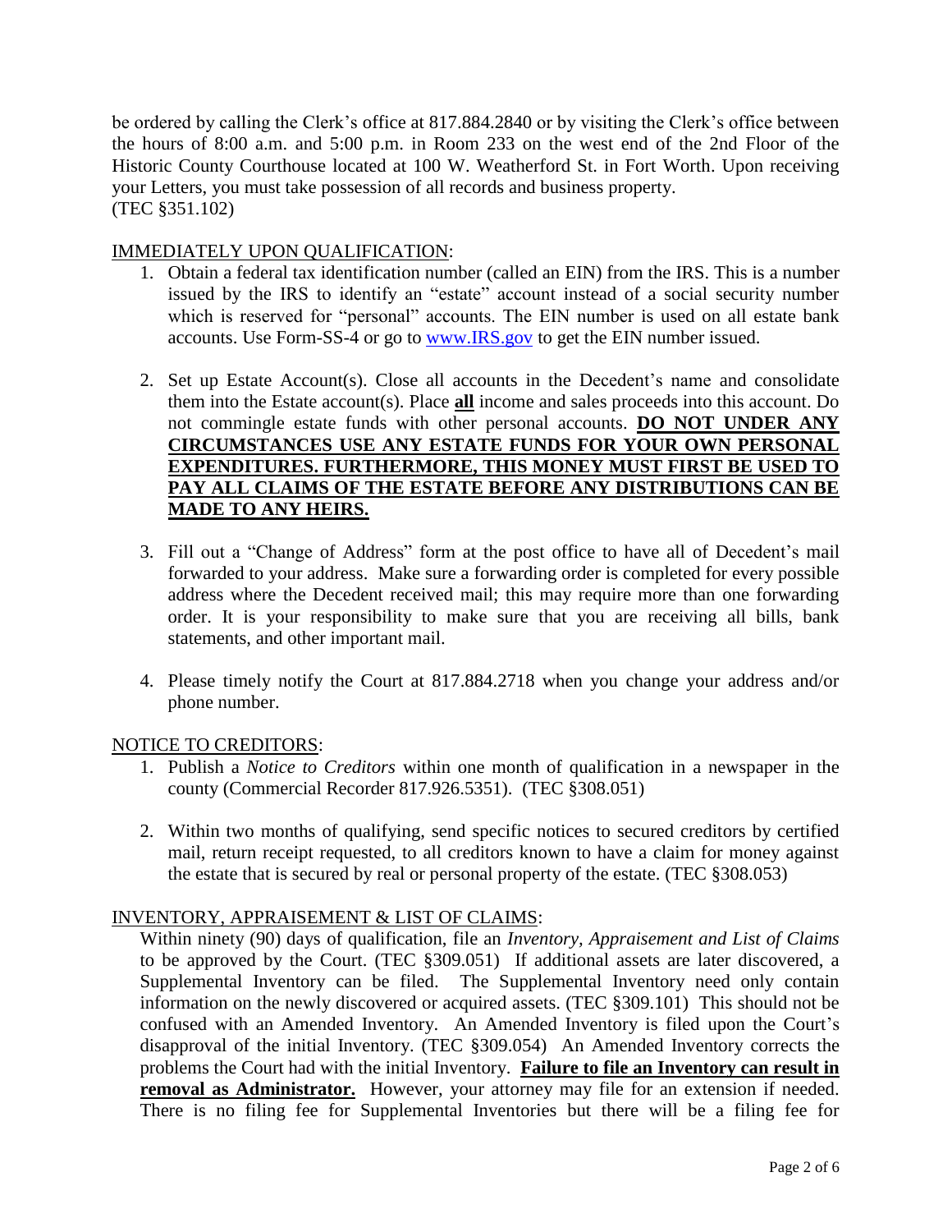be ordered by calling the Clerk's office at 817.884.2840 or by visiting the Clerk's office between the hours of 8:00 a.m. and 5:00 p.m. in Room 233 on the west end of the 2nd Floor of the Historic County Courthouse located at 100 W. Weatherford St. in Fort Worth. Upon receiving your Letters, you must take possession of all records and business property. (TEC §351.102)

<u>IMMEDIATELY UPON QUALIFICATION</u>:

1. Obtain a federal tax identification number (called an EIN) from the IRS. This is a number issued by the IRS to identify an "estate" account instead of a social security number which is reserved for "personal" accounts. The EIN number is used on all estate bank accounts. Use Form-SS-4 or go to [www.IRS.gov](http://www.IRS.gov) to get the EIN number issued.

2. Set up Estate Account(s). Close all accounts in the Decedent's name and consolidate them into the Estate account(s). Place **<u>all</u>** income and sales proceeds into this account. Do not commingle estate funds with other personal accounts. **<u>DO NOT UNDER ANY CIRCUMSTANCES USE ANY ESTATE FUNDS FOR YOUR OWN PERSONAL EXPENDITURES. FURTHERMORE, THIS MONEY MUST FIRST BE USED TO PAY ALL CLAIMS OF THE ESTATE BEFORE ANY DISTRIBUTIONS CAN BE MADE TO ANY HEIRS.</u>**

3. Fill out a "Change of Address" form at the post office to have all of Decedent's mail forwarded to your address. Make sure a forwarding order is completed for every possible address where the Decedent received mail; this may require more than one forwarding order. It is your responsibility to make sure that you are receiving all bills, bank statements, and other important mail.

4. Please timely notify the Court at 817.884.2718 when you change your address and/or phone number.

<u>NOTICE TO CREDITORS</u>:

1. Publish a *Notice to Creditors* within one month of qualification in a newspaper in the county (Commercial Recorder 817.926.5351). (TEC §308.051)

2. Within two months of qualifying, send specific notices to secured creditors by certified mail, return receipt requested, to all creditors known to have a claim for money against the estate that is secured by real or personal property of the estate. (TEC §308.053)

<u>INVENTORY, APPRAISEMENT & LIST OF CLAIMS</u>:

Within ninety (90) days of qualification, file an *Inventory, Appraisement and List of Claims* to be approved by the Court. (TEC §309.051) If additional assets are later discovered, a Supplemental Inventory can be filed. The Supplemental Inventory need only contain information on the newly discovered or acquired assets. (TEC §309.101) This should not be confused with an Amended Inventory. An Amended Inventory is filed upon the Court's disapproval of the initial Inventory. (TEC §309.054) An Amended Inventory corrects the problems the Court had with the initial Inventory. **<u>Failure to file an Inventory can result in removal as Administrator.</u>** However, your attorney may file for an extension if needed. There is no filing fee for Supplemental Inventories but there will be a filing fee for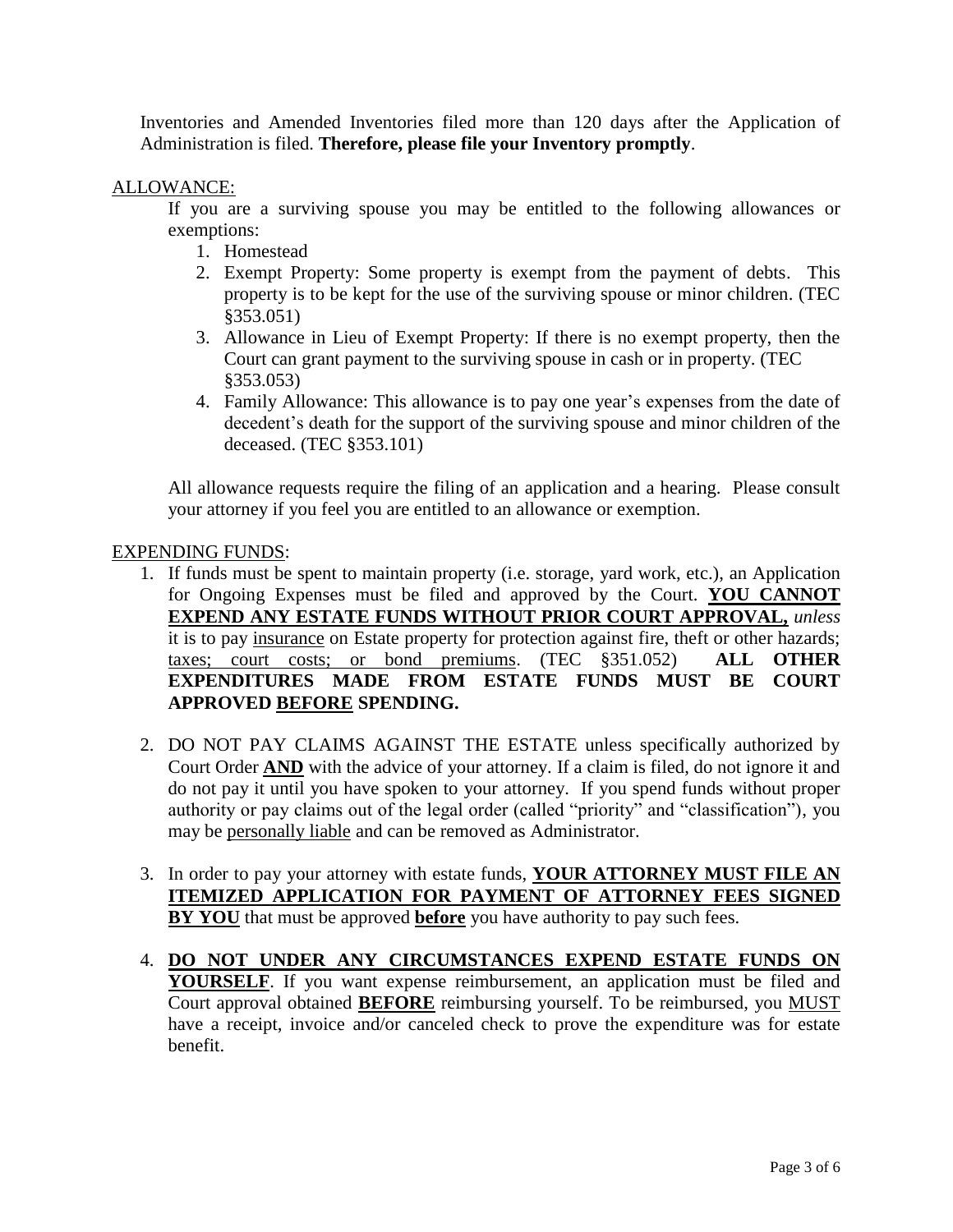Inventories and Amended Inventories filed more than 120 days after the Application of Administration is filed. **Therefore, please file your Inventory promptly**.

<u>ALLOWANCE:</u>

If you are a surviving spouse you may be entitled to the following allowances or exemptions:

1. Homestead
2. Exempt Property: Some property is exempt from the payment of debts. This property is to be kept for the use of the surviving spouse or minor children. (TEC §353.051)
3. Allowance in Lieu of Exempt Property: If there is no exempt property, then the Court can grant payment to the surviving spouse in cash or in property. (TEC §353.053)
4. Family Allowance: This allowance is to pay one year's expenses from the date of decedent's death for the support of the surviving spouse and minor children of the deceased. (TEC §353.101)

All allowance requests require the filing of an application and a hearing. Please consult your attorney if you feel you are entitled to an allowance or exemption.

<u>EXPENDING FUNDS</u>:

1. If funds must be spent to maintain property (i.e. storage, yard work, etc.), an Application for Ongoing Expenses must be filed and approved by the Court. <u>**YOU CANNOT EXPEND ANY ESTATE FUNDS WITHOUT PRIOR COURT APPROVAL,**</u> *unless* it is to pay <u>insurance</u> on Estate property for protection against fire, theft or other hazards; <u>taxes; court costs; or bond premiums</u>. (TEC §351.052) **ALL OTHER EXPENDITURES MADE FROM ESTATE FUNDS MUST BE COURT APPROVED <u>BEFORE</u> SPENDING.**

2. DO NOT PAY CLAIMS AGAINST THE ESTATE unless specifically authorized by Court Order <u>**AND**</u> with the advice of your attorney. If a claim is filed, do not ignore it and do not pay it until you have spoken to your attorney. If you spend funds without proper authority or pay claims out of the legal order (called "priority" and "classification"), you may be <u>personally liable</u> and can be removed as Administrator.

3. In order to pay your attorney with estate funds, <u>**YOUR ATTORNEY MUST FILE AN ITEMIZED APPLICATION FOR PAYMENT OF ATTORNEY FEES SIGNED BY YOU**</u> that must be approved <u>**before**</u> you have authority to pay such fees.

4. <u>**DO NOT UNDER ANY CIRCUMSTANCES EXPEND ESTATE FUNDS ON YOURSELF**</u>. If you want expense reimbursement, an application must be filed and Court approval obtained <u>**BEFORE**</u> reimbursing yourself. To be reimbursed, you <u>MUST</u> have a receipt, invoice and/or canceled check to prove the expenditure was for estate benefit.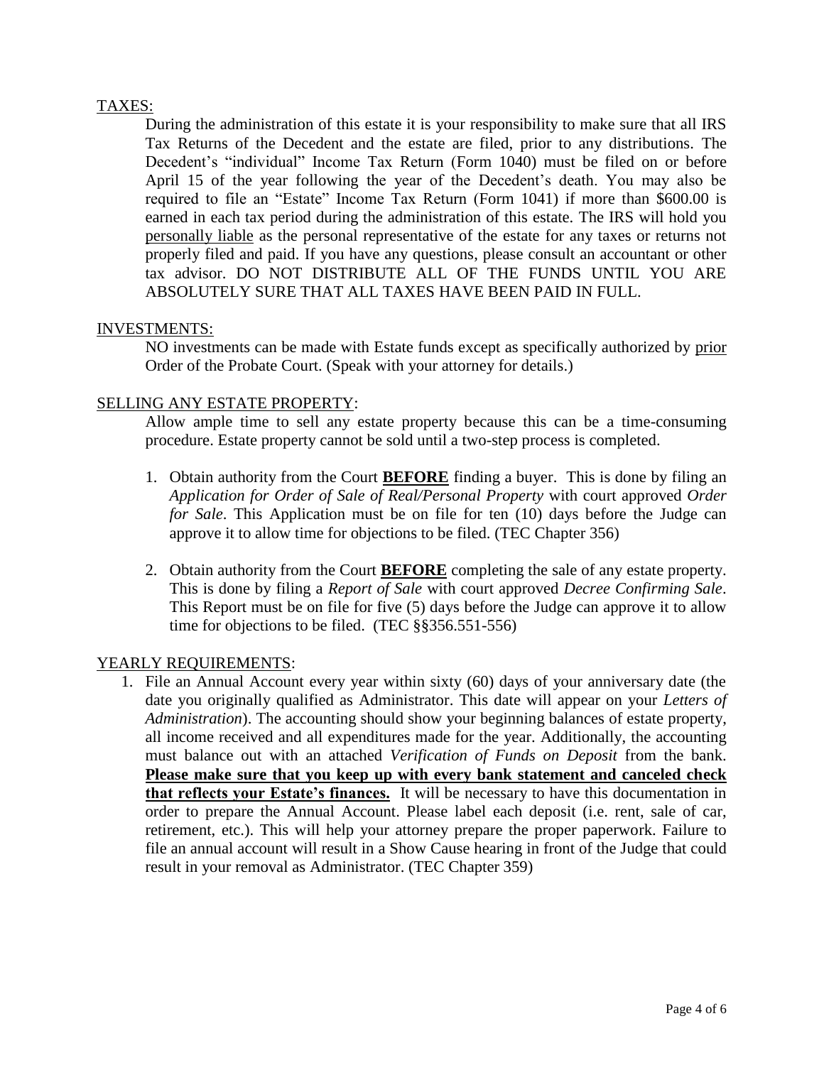TAXES:

During the administration of this estate it is your responsibility to make sure that all IRS Tax Returns of the Decedent and the estate are filed, prior to any distributions. The Decedent's "individual" Income Tax Return (Form 1040) must be filed on or before April 15 of the year following the year of the Decedent's death. You may also be required to file an "Estate" Income Tax Return (Form 1041) if more than $600.00 is earned in each tax period during the administration of this estate. The IRS will hold you personally liable as the personal representative of the estate for any taxes or returns not properly filed and paid. If you have any questions, please consult an accountant or other tax advisor. DO NOT DISTRIBUTE ALL OF THE FUNDS UNTIL YOU ARE ABSOLUTELY SURE THAT ALL TAXES HAVE BEEN PAID IN FULL.

INVESTMENTS:

NO investments can be made with Estate funds except as specifically authorized by prior Order of the Probate Court. (Speak with your attorney for details.)

SELLING ANY ESTATE PROPERTY:

Allow ample time to sell any estate property because this can be a time-consuming procedure. Estate property cannot be sold until a two-step process is completed.

1. Obtain authority from the Court **BEFORE** finding a buyer. This is done by filing an *Application for Order of Sale of Real/Personal Property* with court approved *Order for Sale*. This Application must be on file for ten (10) days before the Judge can approve it to allow time for objections to be filed. (TEC Chapter 356)

2. Obtain authority from the Court **BEFORE** completing the sale of any estate property. This is done by filing a *Report of Sale* with court approved *Decree Confirming Sale*. This Report must be on file for five (5) days before the Judge can approve it to allow time for objections to be filed. (TEC §§356.551-556)

YEARLY REQUIREMENTS:

1. File an Annual Account every year within sixty (60) days of your anniversary date (the date you originally qualified as Administrator. This date will appear on your *Letters of Administration*). The accounting should show your beginning balances of estate property, all income received and all expenditures made for the year. Additionally, the accounting must balance out with an attached *Verification of Funds on Deposit* from the bank. **Please make sure that you keep up with every bank statement and canceled check that reflects your Estate's finances.** It will be necessary to have this documentation in order to prepare the Annual Account. Please label each deposit (i.e. rent, sale of car, retirement, etc.). This will help your attorney prepare the proper paperwork. Failure to file an annual account will result in a Show Cause hearing in front of the Judge that could result in your removal as Administrator. (TEC Chapter 359)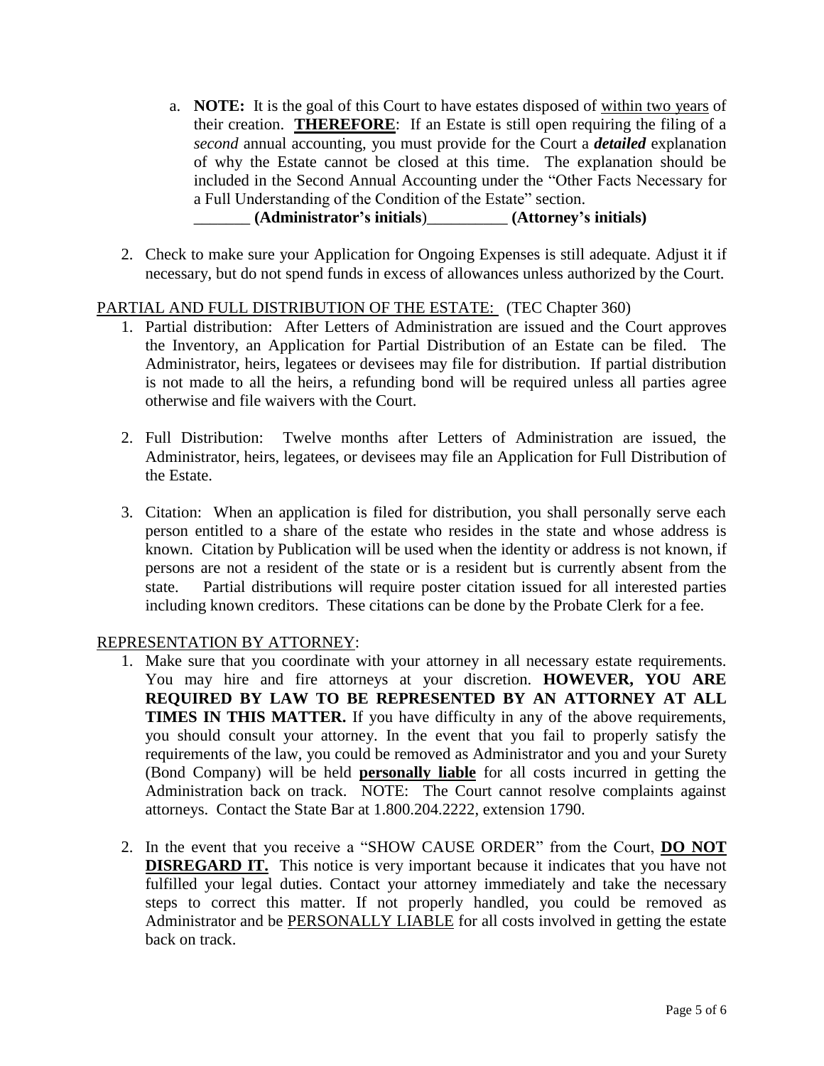a. **NOTE:** It is the goal of this Court to have estates disposed of <u>within two years</u> of their creation. **<u>THEREFORE</u>**: If an Estate is still open requiring the filing of a *second* annual accounting, you must provide for the Court a ***detailed*** explanation of why the Estate cannot be closed at this time. The explanation should be included in the Second Annual Accounting under the "Other Facts Necessary for a Full Understanding of the Condition of the Estate" section.
   _______ **(Administrator's initials**)__________ **(Attorney's initials)**

2. Check to make sure your Application for Ongoing Expenses is still adequate. Adjust it if necessary, but do not spend funds in excess of allowances unless authorized by the Court.

<u>PARTIAL AND FULL DISTRIBUTION OF THE ESTATE:</u> (TEC Chapter 360)

1. Partial distribution: After Letters of Administration are issued and the Court approves the Inventory, an Application for Partial Distribution of an Estate can be filed. The Administrator, heirs, legatees or devisees may file for distribution. If partial distribution is not made to all the heirs, a refunding bond will be required unless all parties agree otherwise and file waivers with the Court.

2. Full Distribution: Twelve months after Letters of Administration are issued, the Administrator, heirs, legatees, or devisees may file an Application for Full Distribution of the Estate.

3. Citation: When an application is filed for distribution, you shall personally serve each person entitled to a share of the estate who resides in the state and whose address is known. Citation by Publication will be used when the identity or address is not known, if persons are not a resident of the state or is a resident but is currently absent from the state. Partial distributions will require poster citation issued for all interested parties including known creditors. These citations can be done by the Probate Clerk for a fee.

<u>REPRESENTATION BY ATTORNEY</u>:

1. Make sure that you coordinate with your attorney in all necessary estate requirements. You may hire and fire attorneys at your discretion. **HOWEVER, YOU ARE REQUIRED BY LAW TO BE REPRESENTED BY AN ATTORNEY AT ALL TIMES IN THIS MATTER.** If you have difficulty in any of the above requirements, you should consult your attorney. In the event that you fail to properly satisfy the requirements of the law, you could be removed as Administrator and you and your Surety (Bond Company) will be held **<u>personally liable</u>** for all costs incurred in getting the Administration back on track. NOTE: The Court cannot resolve complaints against attorneys. Contact the State Bar at 1.800.204.2222, extension 1790.

2. In the event that you receive a "SHOW CAUSE ORDER" from the Court, **<u>DO NOT DISREGARD IT.</u>** This notice is very important because it indicates that you have not fulfilled your legal duties. Contact your attorney immediately and take the necessary steps to correct this matter. If not properly handled, you could be removed as Administrator and be <u>PERSONALLY LIABLE</u> for all costs involved in getting the estate back on track.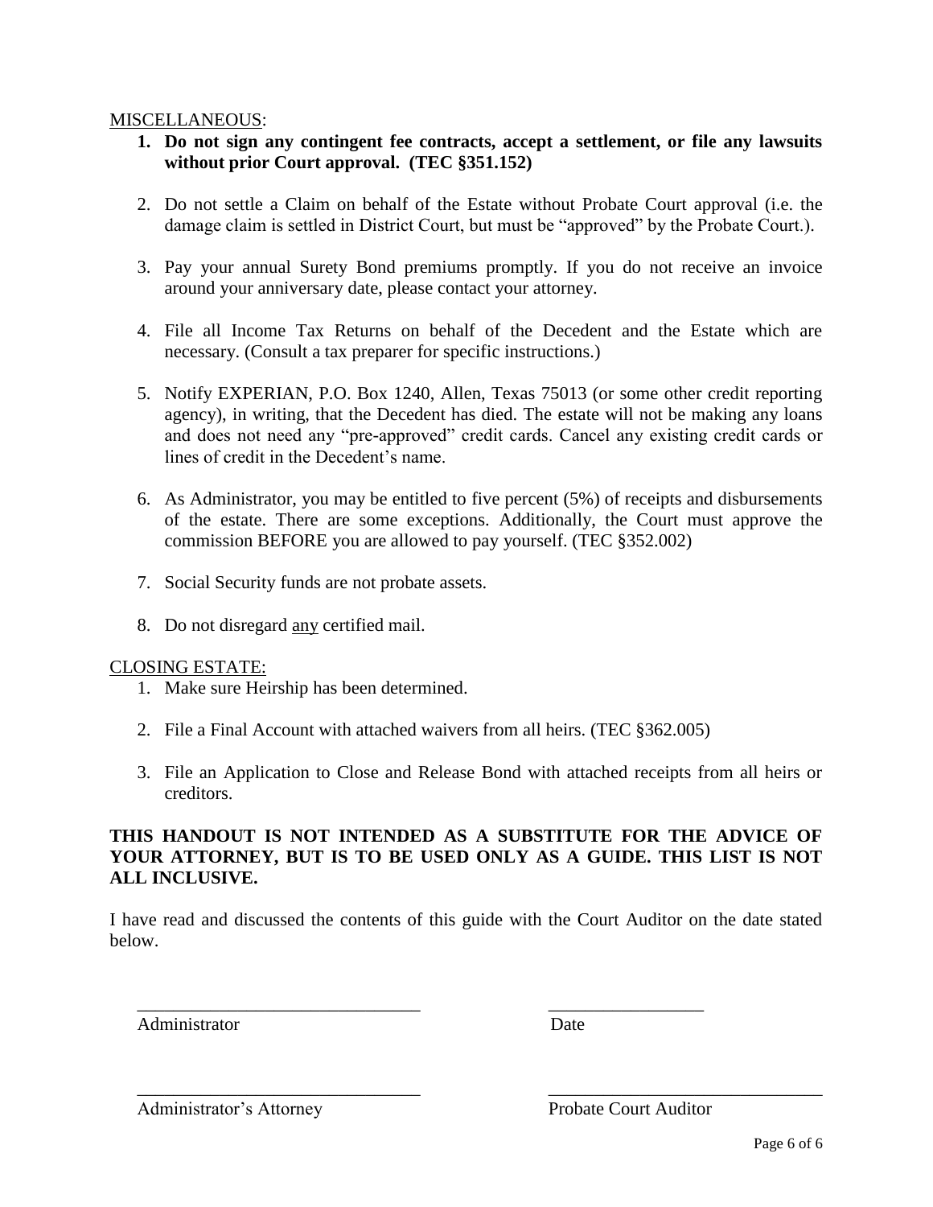MISCELLANEOUS:

1. **Do not sign any contingent fee contracts, accept a settlement, or file any lawsuits without prior Court approval. (TEC §351.152)**

2. Do not settle a Claim on behalf of the Estate without Probate Court approval (i.e. the damage claim is settled in District Court, but must be "approved" by the Probate Court.).

3. Pay your annual Surety Bond premiums promptly. If you do not receive an invoice around your anniversary date, please contact your attorney.

4. File all Income Tax Returns on behalf of the Decedent and the Estate which are necessary. (Consult a tax preparer for specific instructions.)

5. Notify EXPERIAN, P.O. Box 1240, Allen, Texas 75013 (or some other credit reporting agency), in writing, that the Decedent has died. The estate will not be making any loans and does not need any "pre-approved" credit cards. Cancel any existing credit cards or lines of credit in the Decedent's name.

6. As Administrator, you may be entitled to five percent (5%) of receipts and disbursements of the estate. There are some exceptions. Additionally, the Court must approve the commission BEFORE you are allowed to pay yourself. (TEC §352.002)

7. Social Security funds are not probate assets.

8. Do not disregard any certified mail.

CLOSING ESTATE:

1. Make sure Heirship has been determined.

2. File a Final Account with attached waivers from all heirs. (TEC §362.005)

3. File an Application to Close and Release Bond with attached receipts from all heirs or creditors.

**THIS HANDOUT IS NOT INTENDED AS A SUBSTITUTE FOR THE ADVICE OF YOUR ATTORNEY, BUT IS TO BE USED ONLY AS A GUIDE. THIS LIST IS NOT ALL INCLUSIVE.**

I have read and discussed the contents of this guide with the Court Auditor on the date stated below.

_______________________________ Administrator

_________________ Date

_______________________________ Administrator's Attorney

_______________________________ Probate Court Auditor